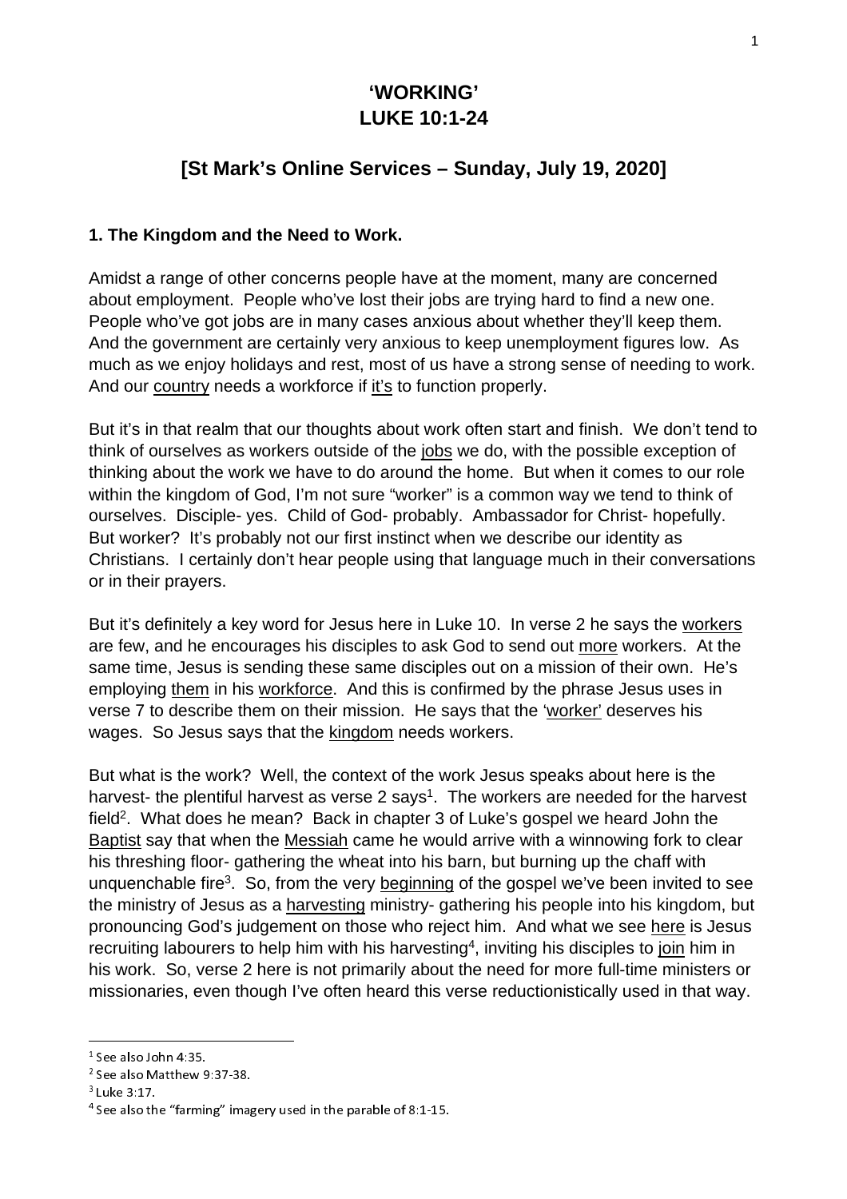# 'WORKING'
# LUKE 10:1-24

## [St Mark's Online Services – Sunday, July 19, 2020]

### 1. The Kingdom and the Need to Work.

Amidst a range of other concerns people have at the moment, many are concerned about employment. People who've lost their jobs are trying hard to find a new one. People who've got jobs are in many cases anxious about whether they'll keep them. And the government are certainly very anxious to keep unemployment figures low. As much as we enjoy holidays and rest, most of us have a strong sense of needing to work. And our country needs a workforce if it's to function properly.

But it's in that realm that our thoughts about work often start and finish. We don't tend to think of ourselves as workers outside of the jobs we do, with the possible exception of thinking about the work we have to do around the home. But when it comes to our role within the kingdom of God, I'm not sure "worker" is a common way we tend to think of ourselves. Disciple- yes. Child of God- probably. Ambassador for Christ- hopefully. But worker? It's probably not our first instinct when we describe our identity as Christians. I certainly don't hear people using that language much in their conversations or in their prayers.

But it's definitely a key word for Jesus here in Luke 10. In verse 2 he says the workers are few, and he encourages his disciples to ask God to send out more workers. At the same time, Jesus is sending these same disciples out on a mission of their own. He's employing them in his workforce. And this is confirmed by the phrase Jesus uses in verse 7 to describe them on their mission. He says that the 'worker' deserves his wages. So Jesus says that the kingdom needs workers.

But what is the work? Well, the context of the work Jesus speaks about here is the harvest- the plentiful harvest as verse 2 says[1]. The workers are needed for the harvest field[2]. What does he mean? Back in chapter 3 of Luke's gospel we heard John the Baptist say that when the Messiah came he would arrive with a winnowing fork to clear his threshing floor- gathering the wheat into his barn, but burning up the chaff with unquenchable fire[3]. So, from the very beginning of the gospel we've been invited to see the ministry of Jesus as a harvesting ministry- gathering his people into his kingdom, but pronouncing God's judgement on those who reject him. And what we see here is Jesus recruiting labourers to help him with his harvesting[4], inviting his disciples to join him in his work. So, verse 2 here is not primarily about the need for more full-time ministers or missionaries, even though I've often heard this verse reductionistically used in that way.

---

[1] See also John 4:35.

[2] See also Matthew 9:37-38.

[3] Luke 3:17.

[4] See also the "farming" imagery used in the parable of 8:1-15.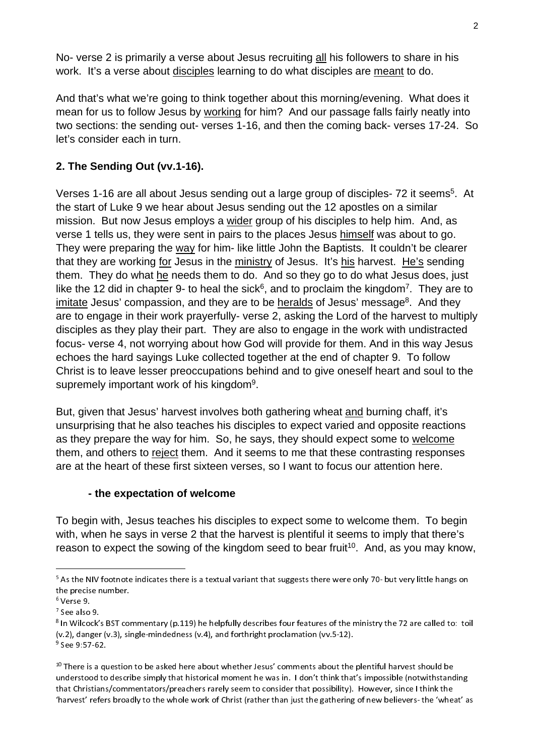No- verse 2 is primarily a verse about Jesus recruiting all his followers to share in his work. It's a verse about disciples learning to do what disciples are meant to do.

And that's what we're going to think together about this morning/evening. What does it mean for us to follow Jesus by working for him? And our passage falls fairly neatly into two sections: the sending out- verses 1-16, and then the coming back- verses 17-24. So let's consider each in turn.

**2. The Sending Out (vv.1-16).**

Verses 1-16 are all about Jesus sending out a large group of disciples- 72 it seems[5]. At the start of Luke 9 we hear about Jesus sending out the 12 apostles on a similar mission. But now Jesus employs a wider group of his disciples to help him. And, as verse 1 tells us, they were sent in pairs to the places Jesus himself was about to go. They were preparing the way for him- like little John the Baptists. It couldn't be clearer that they are working for Jesus in the ministry of Jesus. It's his harvest. He's sending them. They do what he needs them to do. And so they go to do what Jesus does, just like the 12 did in chapter 9- to heal the sick[6], and to proclaim the kingdom[7]. They are to imitate Jesus' compassion, and they are to be heralds of Jesus' message[8]. And they are to engage in their work prayerfully- verse 2, asking the Lord of the harvest to multiply disciples as they play their part. They are also to engage in the work with undistracted focus- verse 4, not worrying about how God will provide for them. And in this way Jesus echoes the hard sayings Luke collected together at the end of chapter 9. To follow Christ is to leave lesser preoccupations behind and to give oneself heart and soul to the supremely important work of his kingdom[9].

But, given that Jesus' harvest involves both gathering wheat and burning chaff, it's unsurprising that he also teaches his disciples to expect varied and opposite reactions as they prepare the way for him. So, he says, they should expect some to welcome them, and others to reject them. And it seems to me that these contrasting responses are at the heart of these first sixteen verses, so I want to focus our attention here.

**- the expectation of welcome**

To begin with, Jesus teaches his disciples to expect some to welcome them. To begin with, when he says in verse 2 that the harvest is plentiful it seems to imply that there's reason to expect the sowing of the kingdom seed to bear fruit[10]. And, as you may know,

---

[5] As the NIV footnote indicates there is a textual variant that suggests there were only 70- but very little hangs on the precise number.

[6] Verse 9.

[7] See also 9.

[8] In Wilcock's BST commentary (p.119) he helpfully describes four features of the ministry the 72 are called to: toil (v.2), danger (v.3), single-mindedness (v.4), and forthright proclamation (vv.5-12).

[9] See 9:57-62.

[10] There is a question to be asked here about whether Jesus' comments about the plentiful harvest should be understood to describe simply that historical moment he was in. I don't think that's impossible (notwithstanding that Christians/commentators/preachers rarely seem to consider that possibility). However, since I think the 'harvest' refers broadly to the whole work of Christ (rather than just the gathering of new believers- the 'wheat' as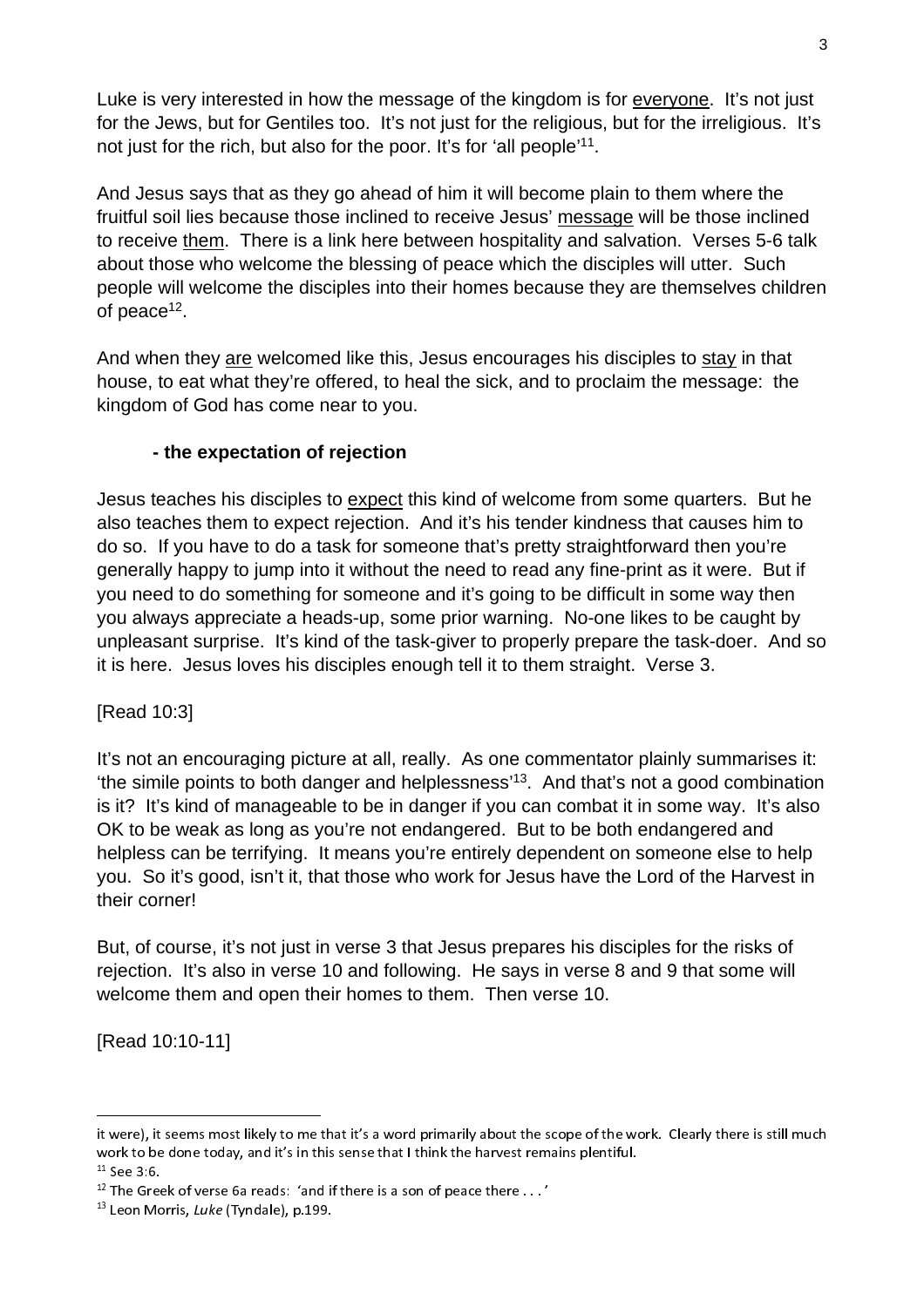Luke is very interested in how the message of the kingdom is for everyone. It's not just for the Jews, but for Gentiles too. It's not just for the religious, but for the irreligious. It's not just for the rich, but also for the poor. It's for 'all people'[11].

And Jesus says that as they go ahead of him it will become plain to them where the fruitful soil lies because those inclined to receive Jesus' message will be those inclined to receive them. There is a link here between hospitality and salvation. Verses 5-6 talk about those who welcome the blessing of peace which the disciples will utter. Such people will welcome the disciples into their homes because they are themselves children of peace[12].

And when they are welcomed like this, Jesus encourages his disciples to stay in that house, to eat what they're offered, to heal the sick, and to proclaim the message: the kingdom of God has come near to you.

**- the expectation of rejection**

Jesus teaches his disciples to expect this kind of welcome from some quarters. But he also teaches them to expect rejection. And it's his tender kindness that causes him to do so. If you have to do a task for someone that's pretty straightforward then you're generally happy to jump into it without the need to read any fine-print as it were. But if you need to do something for someone and it's going to be difficult in some way then you always appreciate a heads-up, some prior warning. No-one likes to be caught by unpleasant surprise. It's kind of the task-giver to properly prepare the task-doer. And so it is here. Jesus loves his disciples enough tell it to them straight. Verse 3.

[Read 10:3]

It's not an encouraging picture at all, really. As one commentator plainly summarises it: 'the simile points to both danger and helplessness'[13]. And that's not a good combination is it? It's kind of manageable to be in danger if you can combat it in some way. It's also OK to be weak as long as you're not endangered. But to be both endangered and helpless can be terrifying. It means you're entirely dependent on someone else to help you. So it's good, isn't it, that those who work for Jesus have the Lord of the Harvest in their corner!

But, of course, it's not just in verse 3 that Jesus prepares his disciples for the risks of rejection. It's also in verse 10 and following. He says in verse 8 and 9 that some will welcome them and open their homes to them. Then verse 10.

[Read 10:10-11]

---

it were), it seems most likely to me that it's a word primarily about the scope of the work. Clearly there is still much work to be done today, and it's in this sense that I think the harvest remains plentiful.

[11] See 3:6.

[12] The Greek of verse 6a reads: 'and if there is a son of peace there . . .'

[13] Leon Morris, *Luke* (Tyndale), p.199.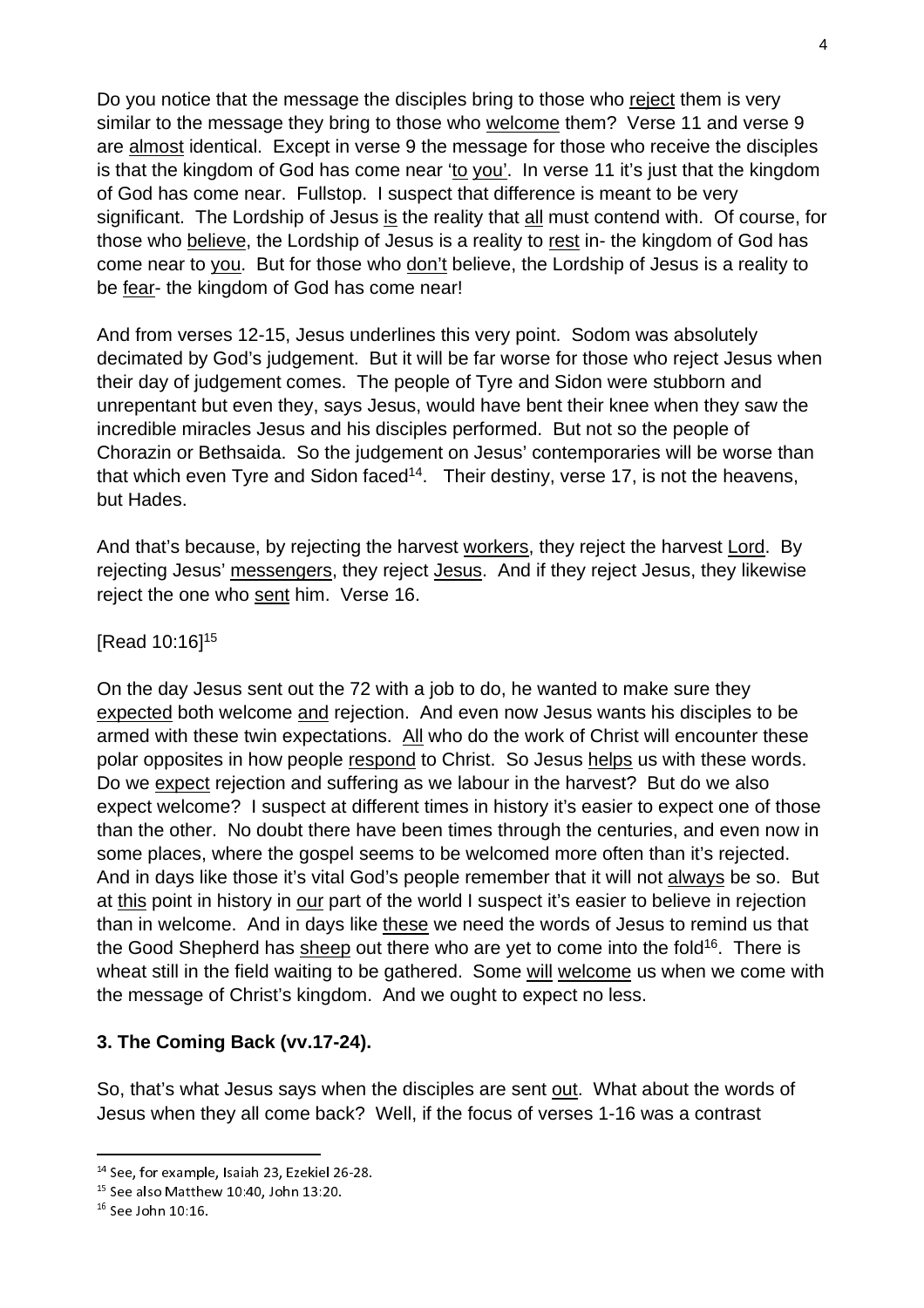Do you notice that the message the disciples bring to those who reject them is very similar to the message they bring to those who welcome them? Verse 11 and verse 9 are almost identical. Except in verse 9 the message for those who receive the disciples is that the kingdom of God has come near 'to you'. In verse 11 it's just that the kingdom of God has come near. Fullstop. I suspect that difference is meant to be very significant. The Lordship of Jesus is the reality that all must contend with. Of course, for those who believe, the Lordship of Jesus is a reality to rest in- the kingdom of God has come near to you. But for those who don't believe, the Lordship of Jesus is a reality to be fear- the kingdom of God has come near!

And from verses 12-15, Jesus underlines this very point. Sodom was absolutely decimated by God's judgement. But it will be far worse for those who reject Jesus when their day of judgement comes. The people of Tyre and Sidon were stubborn and unrepentant but even they, says Jesus, would have bent their knee when they saw the incredible miracles Jesus and his disciples performed. But not so the people of Chorazin or Bethsaida. So the judgement on Jesus' contemporaries will be worse than that which even Tyre and Sidon faced[14]. Their destiny, verse 17, is not the heavens, but Hades.

And that's because, by rejecting the harvest workers, they reject the harvest Lord. By rejecting Jesus' messengers, they reject Jesus. And if they reject Jesus, they likewise reject the one who sent him. Verse 16.

[Read 10:16][15]

On the day Jesus sent out the 72 with a job to do, he wanted to make sure they expected both welcome and rejection. And even now Jesus wants his disciples to be armed with these twin expectations. All who do the work of Christ will encounter these polar opposites in how people respond to Christ. So Jesus helps us with these words. Do we expect rejection and suffering as we labour in the harvest? But do we also expect welcome? I suspect at different times in history it's easier to expect one of those than the other. No doubt there have been times through the centuries, and even now in some places, where the gospel seems to be welcomed more often than it's rejected. And in days like those it's vital God's people remember that it will not always be so. But at this point in history in our part of the world I suspect it's easier to believe in rejection than in welcome. And in days like these we need the words of Jesus to remind us that the Good Shepherd has sheep out there who are yet to come into the fold[16]. There is wheat still in the field waiting to be gathered. Some will welcome us when we come with the message of Christ's kingdom. And we ought to expect no less.

### 3. The Coming Back (vv.17-24).

So, that's what Jesus says when the disciples are sent out. What about the words of Jesus when they all come back? Well, if the focus of verses 1-16 was a contrast

[14] See, for example, Isaiah 23, Ezekiel 26-28.
[15] See also Matthew 10:40, John 13:20.
[16] See John 10:16.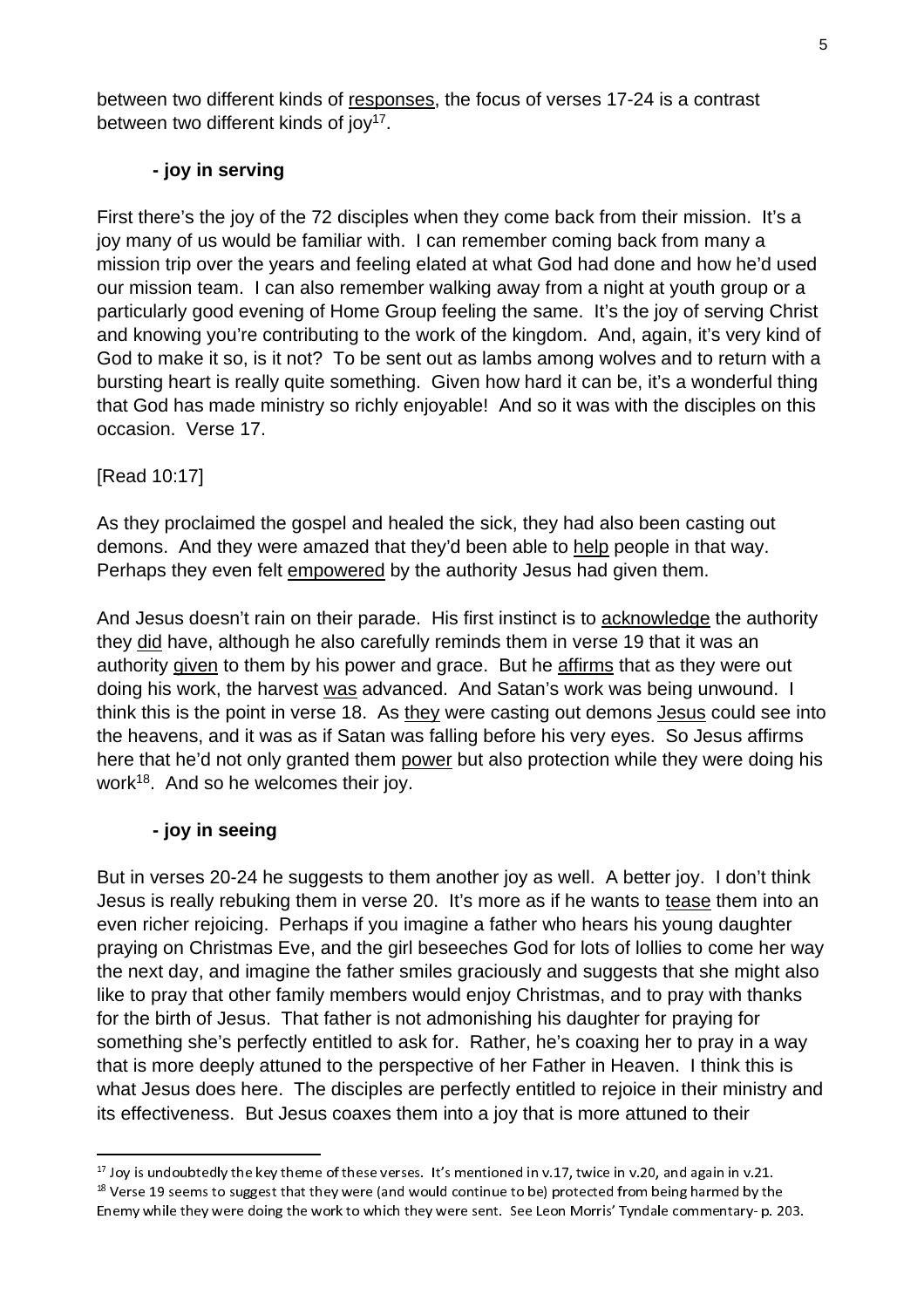between two different kinds of responses, the focus of verses 17-24 is a contrast between two different kinds of joy[17].

**- joy in serving**

First there's the joy of the 72 disciples when they come back from their mission. It's a joy many of us would be familiar with. I can remember coming back from many a mission trip over the years and feeling elated at what God had done and how he'd used our mission team. I can also remember walking away from a night at youth group or a particularly good evening of Home Group feeling the same. It's the joy of serving Christ and knowing you're contributing to the work of the kingdom. And, again, it's very kind of God to make it so, is it not? To be sent out as lambs among wolves and to return with a bursting heart is really quite something. Given how hard it can be, it's a wonderful thing that God has made ministry so richly enjoyable! And so it was with the disciples on this occasion. Verse 17.

[Read 10:17]

As they proclaimed the gospel and healed the sick, they had also been casting out demons. And they were amazed that they'd been able to help people in that way. Perhaps they even felt empowered by the authority Jesus had given them.

And Jesus doesn't rain on their parade. His first instinct is to acknowledge the authority they did have, although he also carefully reminds them in verse 19 that it was an authority given to them by his power and grace. But he affirms that as they were out doing his work, the harvest was advanced. And Satan's work was being unwound. I think this is the point in verse 18. As they were casting out demons Jesus could see into the heavens, and it was as if Satan was falling before his very eyes. So Jesus affirms here that he'd not only granted them power but also protection while they were doing his work[18]. And so he welcomes their joy.

**- joy in seeing**

But in verses 20-24 he suggests to them another joy as well. A better joy. I don't think Jesus is really rebuking them in verse 20. It's more as if he wants to tease them into an even richer rejoicing. Perhaps if you imagine a father who hears his young daughter praying on Christmas Eve, and the girl beseeches God for lots of lollies to come her way the next day, and imagine the father smiles graciously and suggests that she might also like to pray that other family members would enjoy Christmas, and to pray with thanks for the birth of Jesus. That father is not admonishing his daughter for praying for something she's perfectly entitled to ask for. Rather, he's coaxing her to pray in a way that is more deeply attuned to the perspective of her Father in Heaven. I think this is what Jesus does here. The disciples are perfectly entitled to rejoice in their ministry and its effectiveness. But Jesus coaxes them into a joy that is more attuned to their

---

[17] Joy is undoubtedly the key theme of these verses. It's mentioned in v.17, twice in v.20, and again in v.21.

[18] Verse 19 seems to suggest that they were (and would continue to be) protected from being harmed by the Enemy while they were doing the work to which they were sent. See Leon Morris' Tyndale commentary- p. 203.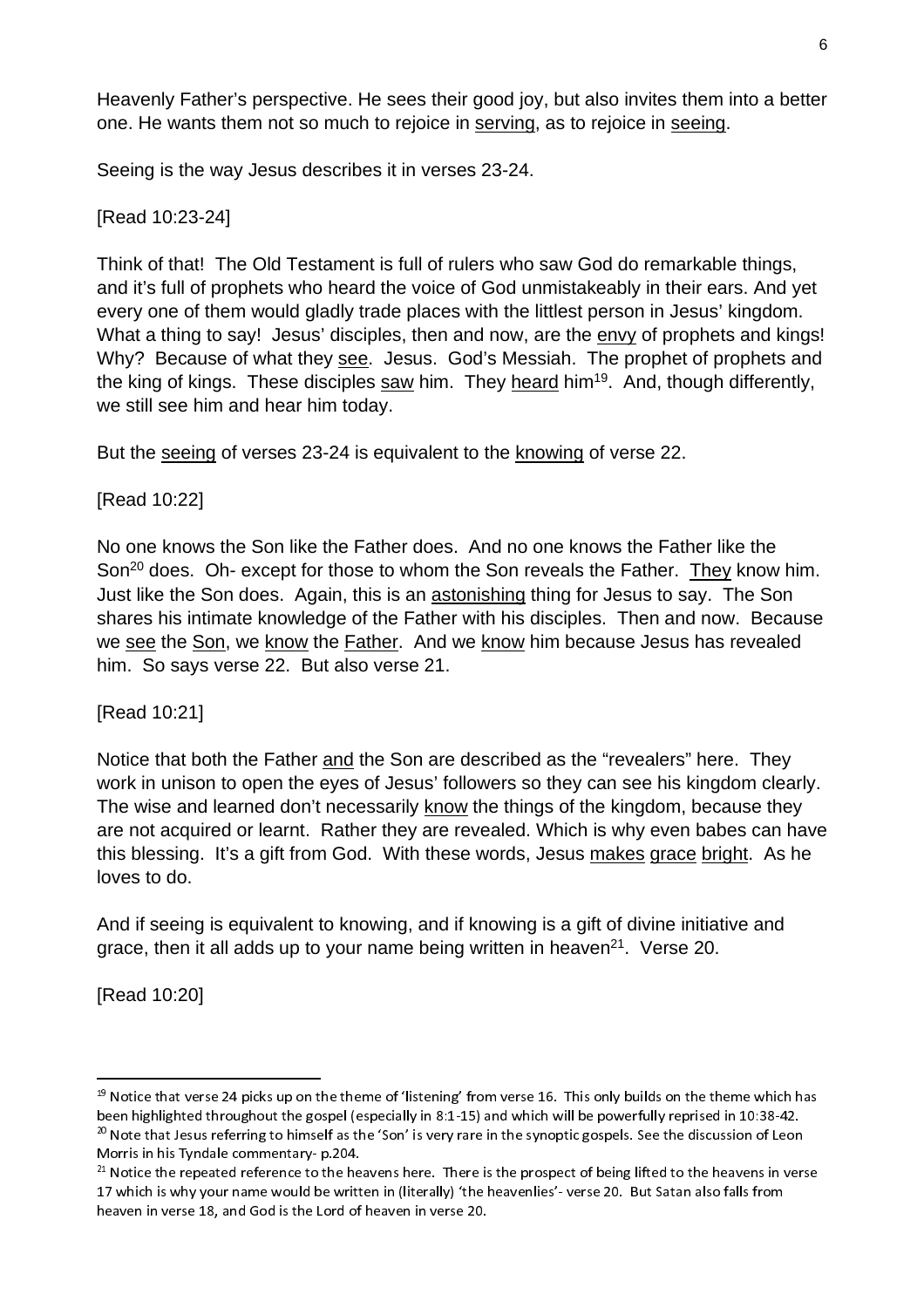Heavenly Father's perspective. He sees their good joy, but also invites them into a better one. He wants them not so much to rejoice in serving, as to rejoice in seeing.

Seeing is the way Jesus describes it in verses 23-24.

[Read 10:23-24]

Think of that! The Old Testament is full of rulers who saw God do remarkable things, and it's full of prophets who heard the voice of God unmistakeably in their ears. And yet every one of them would gladly trade places with the littlest person in Jesus' kingdom. What a thing to say! Jesus' disciples, then and now, are the envy of prophets and kings! Why? Because of what they see. Jesus. God's Messiah. The prophet of prophets and the king of kings. These disciples saw him. They heard him[19]. And, though differently, we still see him and hear him today.

But the seeing of verses 23-24 is equivalent to the knowing of verse 22.

[Read 10:22]

No one knows the Son like the Father does. And no one knows the Father like the Son[20] does. Oh- except for those to whom the Son reveals the Father. They know him. Just like the Son does. Again, this is an astonishing thing for Jesus to say. The Son shares his intimate knowledge of the Father with his disciples. Then and now. Because we see the Son, we know the Father. And we know him because Jesus has revealed him. So says verse 22. But also verse 21.

[Read 10:21]

Notice that both the Father and the Son are described as the "revealers" here. They work in unison to open the eyes of Jesus' followers so they can see his kingdom clearly. The wise and learned don't necessarily know the things of the kingdom, because they are not acquired or learnt. Rather they are revealed. Which is why even babes can have this blessing. It's a gift from God. With these words, Jesus makes grace bright. As he loves to do.

And if seeing is equivalent to knowing, and if knowing is a gift of divine initiative and grace, then it all adds up to your name being written in heaven[21]. Verse 20.

[Read 10:20]

---

[19] Notice that verse 24 picks up on the theme of 'listening' from verse 16. This only builds on the theme which has been highlighted throughout the gospel (especially in 8:1-15) and which will be powerfully reprised in 10:38-42.

[20] Note that Jesus referring to himself as the 'Son' is very rare in the synoptic gospels. See the discussion of Leon Morris in his Tyndale commentary- p.204.

[21] Notice the repeated reference to the heavens here. There is the prospect of being lifted to the heavens in verse 17 which is why your name would be written in (literally) 'the heavenlies'- verse 20. But Satan also falls from heaven in verse 18, and God is the Lord of heaven in verse 20.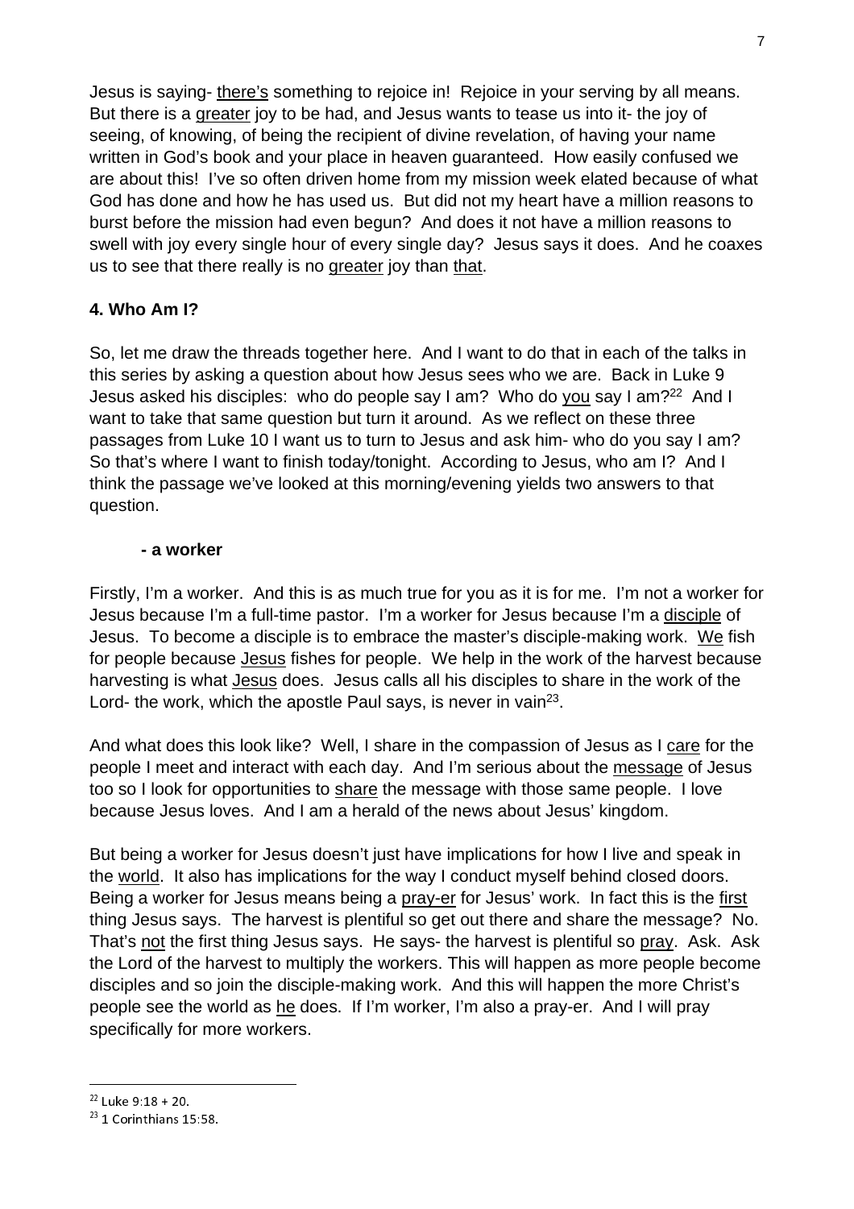Jesus is saying- there's something to rejoice in! Rejoice in your serving by all means. But there is a greater joy to be had, and Jesus wants to tease us into it- the joy of seeing, of knowing, of being the recipient of divine revelation, of having your name written in God's book and your place in heaven guaranteed. How easily confused we are about this! I've so often driven home from my mission week elated because of what God has done and how he has used us. But did not my heart have a million reasons to burst before the mission had even begun? And does it not have a million reasons to swell with joy every single hour of every single day? Jesus says it does. And he coaxes us to see that there really is no greater joy than that.

**4. Who Am I?**

So, let me draw the threads together here. And I want to do that in each of the talks in this series by asking a question about how Jesus sees who we are. Back in Luke 9 Jesus asked his disciples: who do people say I am? Who do you say I am?[22] And I want to take that same question but turn it around. As we reflect on these three passages from Luke 10 I want us to turn to Jesus and ask him- who do you say I am? So that's where I want to finish today/tonight. According to Jesus, who am I? And I think the passage we've looked at this morning/evening yields two answers to that question.

**- a worker**

Firstly, I'm a worker. And this is as much true for you as it is for me. I'm not a worker for Jesus because I'm a full-time pastor. I'm a worker for Jesus because I'm a disciple of Jesus. To become a disciple is to embrace the master's disciple-making work. We fish for people because Jesus fishes for people. We help in the work of the harvest because harvesting is what Jesus does. Jesus calls all his disciples to share in the work of the Lord- the work, which the apostle Paul says, is never in vain[23].

And what does this look like? Well, I share in the compassion of Jesus as I care for the people I meet and interact with each day. And I'm serious about the message of Jesus too so I look for opportunities to share the message with those same people. I love because Jesus loves. And I am a herald of the news about Jesus' kingdom.

But being a worker for Jesus doesn't just have implications for how I live and speak in the world. It also has implications for the way I conduct myself behind closed doors. Being a worker for Jesus means being a pray-er for Jesus' work. In fact this is the first thing Jesus says. The harvest is plentiful so get out there and share the message? No. That's not the first thing Jesus says. He says- the harvest is plentiful so pray. Ask. Ask the Lord of the harvest to multiply the workers. This will happen as more people become disciples and so join the disciple-making work. And this will happen the more Christ's people see the world as he does. If I'm worker, I'm also a pray-er. And I will pray specifically for more workers.

---

[22] Luke 9:18 + 20.

[23] 1 Corinthians 15:58.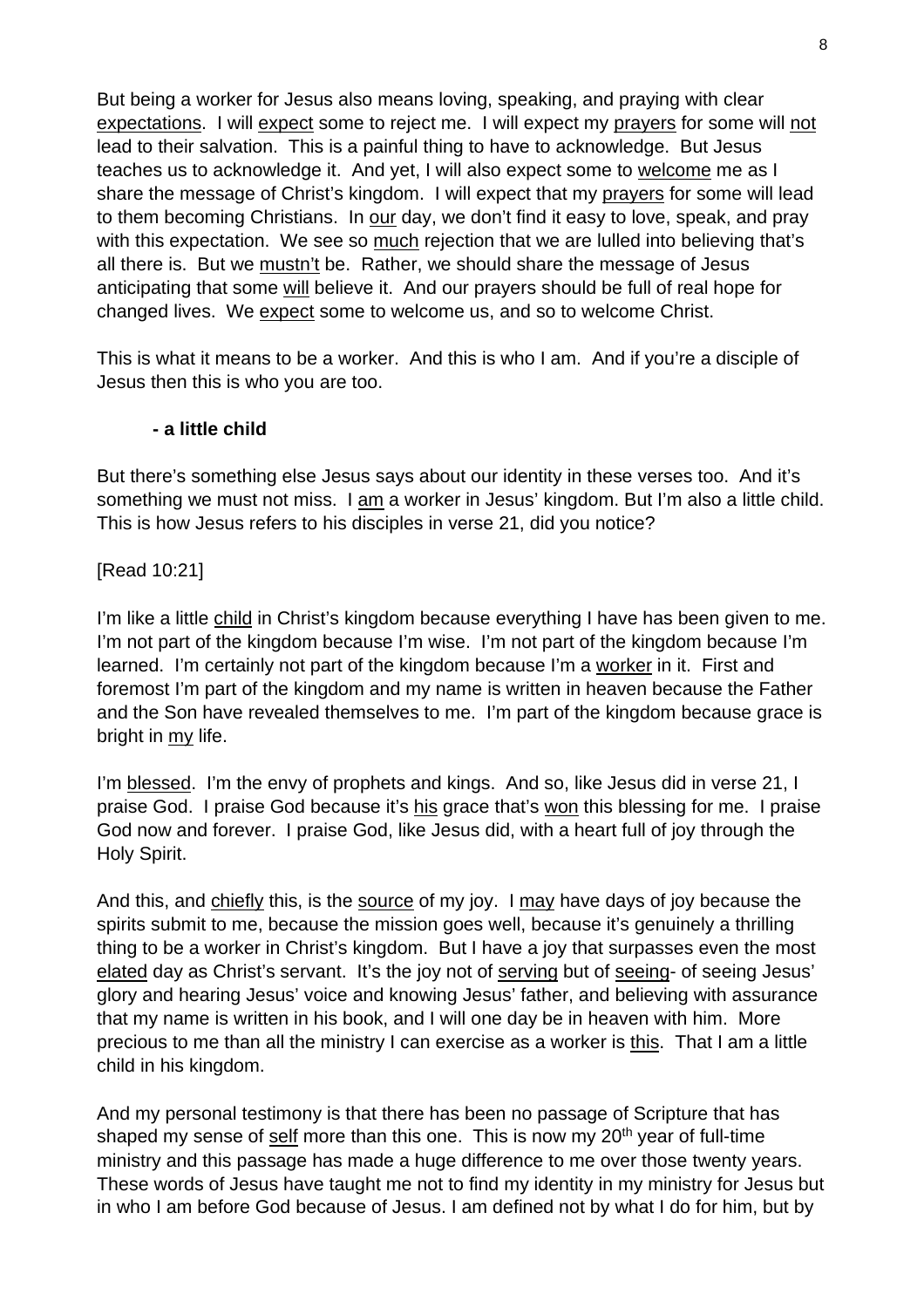But being a worker for Jesus also means loving, speaking, and praying with clear expectations. I will expect some to reject me. I will expect my prayers for some will not lead to their salvation. This is a painful thing to have to acknowledge. But Jesus teaches us to acknowledge it. And yet, I will also expect some to welcome me as I share the message of Christ's kingdom. I will expect that my prayers for some will lead to them becoming Christians. In our day, we don't find it easy to love, speak, and pray with this expectation. We see so much rejection that we are lulled into believing that's all there is. But we mustn't be. Rather, we should share the message of Jesus anticipating that some will believe it. And our prayers should be full of real hope for changed lives. We expect some to welcome us, and so to welcome Christ.

This is what it means to be a worker. And this is who I am. And if you're a disciple of Jesus then this is who you are too.

**- a little child**

But there's something else Jesus says about our identity in these verses too. And it's something we must not miss. I am a worker in Jesus' kingdom. But I'm also a little child. This is how Jesus refers to his disciples in verse 21, did you notice?

[Read 10:21]

I'm like a little child in Christ's kingdom because everything I have has been given to me. I'm not part of the kingdom because I'm wise. I'm not part of the kingdom because I'm learned. I'm certainly not part of the kingdom because I'm a worker in it. First and foremost I'm part of the kingdom and my name is written in heaven because the Father and the Son have revealed themselves to me. I'm part of the kingdom because grace is bright in my life.

I'm blessed. I'm the envy of prophets and kings. And so, like Jesus did in verse 21, I praise God. I praise God because it's his grace that's won this blessing for me. I praise God now and forever. I praise God, like Jesus did, with a heart full of joy through the Holy Spirit.

And this, and chiefly this, is the source of my joy. I may have days of joy because the spirits submit to me, because the mission goes well, because it's genuinely a thrilling thing to be a worker in Christ's kingdom. But I have a joy that surpasses even the most elated day as Christ's servant. It's the joy not of serving but of seeing- of seeing Jesus' glory and hearing Jesus' voice and knowing Jesus' father, and believing with assurance that my name is written in his book, and I will one day be in heaven with him. More precious to me than all the ministry I can exercise as a worker is this. That I am a little child in his kingdom.

And my personal testimony is that there has been no passage of Scripture that has shaped my sense of self more than this one. This is now my 20th year of full-time ministry and this passage has made a huge difference to me over those twenty years. These words of Jesus have taught me not to find my identity in my ministry for Jesus but in who I am before God because of Jesus. I am defined not by what I do for him, but by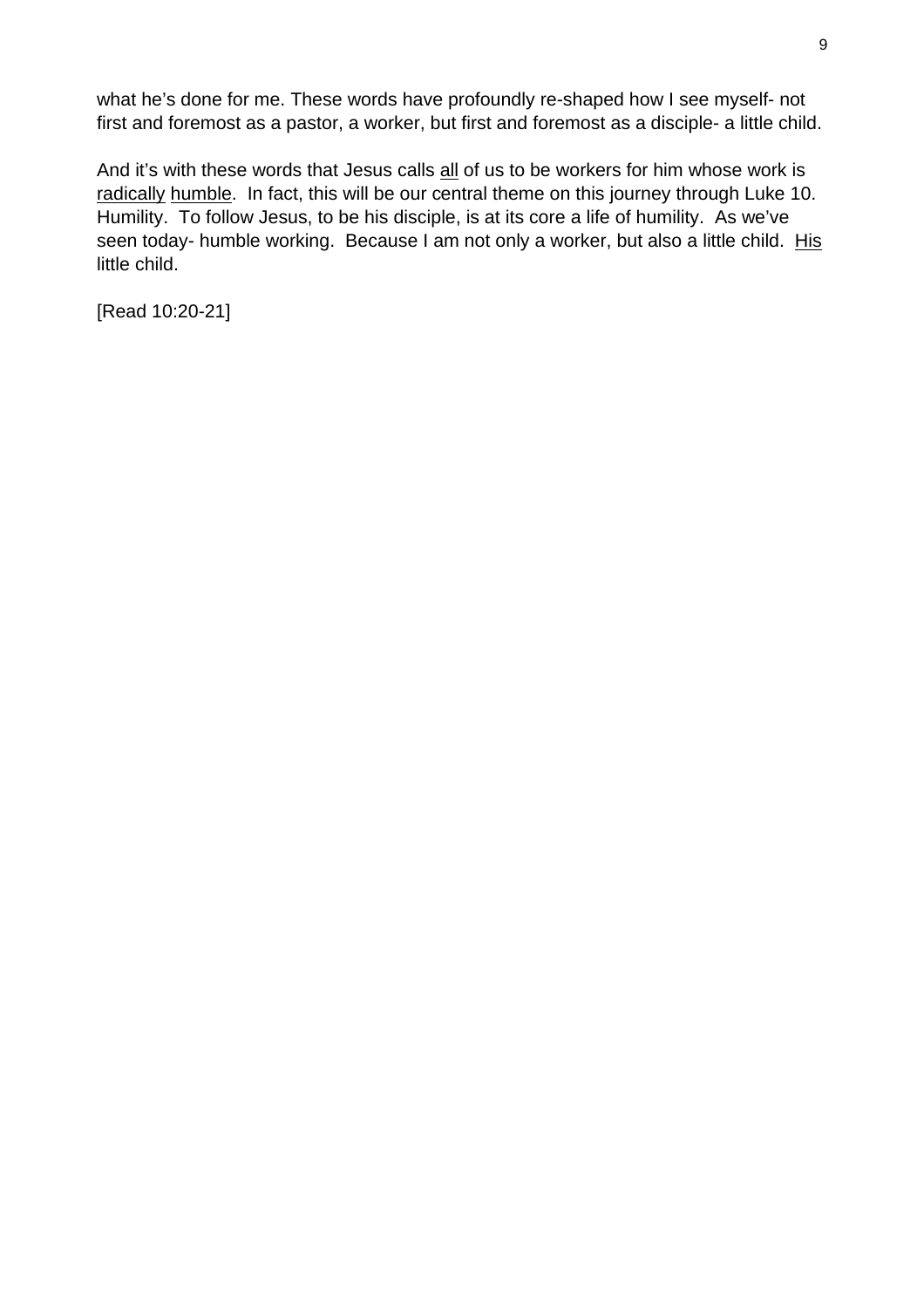what he's done for me. These words have profoundly re-shaped how I see myself- not first and foremost as a pastor, a worker, but first and foremost as a disciple- a little child.

And it's with these words that Jesus calls <u>all</u> of us to be workers for him whose work is <u>radically</u> <u>humble</u>. In fact, this will be our central theme on this journey through Luke 10. Humility. To follow Jesus, to be his disciple, is at its core a life of humility. As we've seen today- humble working. Because I am not only a worker, but also a little child. <u>His</u> little child.

[Read 10:20-21]